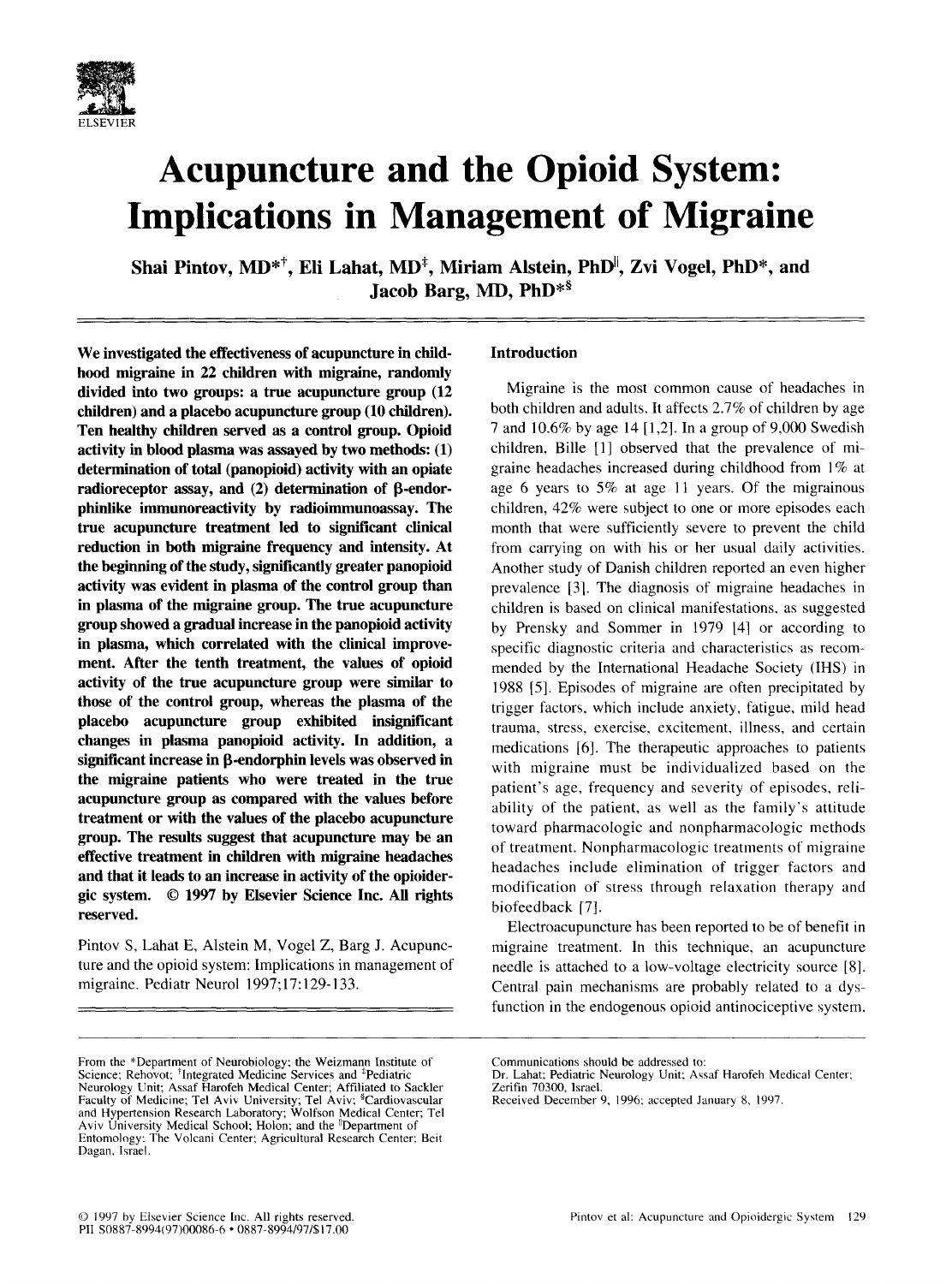# Acupuncture and the Opioid System: Implications in Management of Migraine

**Shai Pintov, MD*†, Eli Lahat, MD‡, Miriam Alstein, PhD||, Zvi Vogel, PhD*, and Jacob Barg, MD, PhD*§**

**We investigated the effectiveness of acupuncture in childhood migraine in 22 children with migraine, randomly divided into two groups: a true acupuncture group (12 children) and a placebo acupuncture group (10 children). Ten healthy children served as a control group. Opioid activity in blood plasma was assayed by two methods: (1) determination of total (panopioid) activity with an opiate radioreceptor assay, and (2) determination of β-endorphinlike immunoreactivity by radioimmunoassay. The true acupuncture treatment led to significant clinical reduction in both migraine frequency and intensity. At the beginning of the study, significantly greater panopioid activity was evident in plasma of the control group than in plasma of the migraine group. The true acupuncture group showed a gradual increase in the panopioid activity in plasma, which correlated with the clinical improvement. After the tenth treatment, the values of opioid activity of the true acupuncture group were similar to those of the control group, whereas the plasma of the placebo acupuncture group exhibited insignificant changes in plasma panopioid activity. In addition, a significant increase in β-endorphin levels was observed in the migraine patients who were treated in the true acupuncture group as compared with the values before treatment or with the values of the placebo acupuncture group. The results suggest that acupuncture may be an effective treatment in children with migraine headaches and that it leads to an increase in activity of the opioidergic system. © 1997 by Elsevier Science Inc. All rights reserved.**

Pintov S, Lahat E, Alstein M, Vogel Z, Barg J. Acupuncture and the opioid system: Implications in management of migraine. Pediatr Neurol 1997;17:129-133.

## Introduction

Migraine is the most common cause of headaches in both children and adults. It affects 2.7% of children by age 7 and 10.6% by age 14 [1,2]. In a group of 9,000 Swedish children, Bille [1] observed that the prevalence of migraine headaches increased during childhood from 1% at age 6 years to 5% at age 11 years. Of the migrainous children, 42% were subject to one or more episodes each month that were sufficiently severe to prevent the child from carrying on with his or her usual daily activities. Another study of Danish children reported an even higher prevalence [3]. The diagnosis of migraine headaches in children is based on clinical manifestations, as suggested by Prensky and Sommer in 1979 [4] or according to specific diagnostic criteria and characteristics as recommended by the International Headache Society (IHS) in 1988 [5]. Episodes of migraine are often precipitated by trigger factors, which include anxiety, fatigue, mild head trauma, stress, exercise, excitement, illness, and certain medications [6]. The therapeutic approaches to patients with migraine must be individualized based on the patient's age, frequency and severity of episodes, reliability of the patient, as well as the family's attitude toward pharmacologic and nonpharmacologic methods of treatment. Nonpharmacologic treatments of migraine headaches include elimination of trigger factors and modification of stress through relaxation therapy and biofeedback [7].

Electroacupuncture has been reported to be of benefit in migraine treatment. In this technique, an acupuncture needle is attached to a low-voltage electricity source [8]. Central pain mechanisms are probably related to a dysfunction in the endogenous opioid antinociceptive system.

From the *Department of Neurobiology; the Weizmann Institute of Science; Rehovot; †Integrated Medicine Services and ‡Pediatric Neurology Unit; Assaf Harofeh Medical Center; Affiliated to Sackler Faculty of Medicine; Tel Aviv University; Tel Aviv; §Cardiovascular and Hypertension Research Laboratory; Wolfson Medical Center; Tel Aviv University Medical School; Holon; and the ||Department of Entomology: The Volcani Center; Agricultural Research Center; Beit Dagan, Israel.

Communications should be addressed to:
Dr. Lahat; Pediatric Neurology Unit; Assaf Harofeh Medical Center; Zerifin 70300, Israel.
Received December 9, 1996; accepted January 8, 1997.

© 1997 by Elsevier Science Inc. All rights reserved.
PII S0887-8994(97)00086-6 • 0887-8994/97/$17.00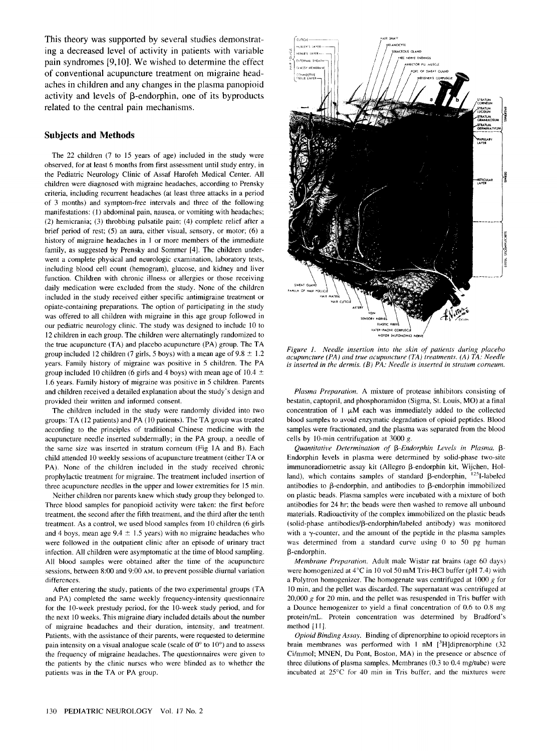This theory was supported by several studies demonstrating a decreased level of activity in patients with variable pain syndromes [9,10]. We wished to determine the effect of conventional acupuncture treatment on migraine headaches in children and any changes in the plasma panopioid activity and levels of β-endorphin, one of its byproducts related to the central pain mechanisms.

## Subjects and Methods

The 22 children (7 to 15 years of age) included in the study were observed, for at least 6 months from first assessment until study entry, in the Pediatric Neurology Clinic of Assaf Harofeh Medical Center. All children were diagnosed with migraine headaches, according to Prensky criteria, including recurrent headaches (at least three attacks in a period of 3 months) and symptom-free intervals and three of the following manifestations: (1) abdominal pain, nausea, or vomiting with headaches; (2) hemicrania; (3) throbbing pulsatile pain; (4) complete relief after a brief period of rest; (5) an aura, either visual, sensory, or motor; (6) a history of migraine headaches in 1 or more members of the immediate family, as suggested by Prensky and Sommer [4]. The children underwent a complete physical and neurologic examination, laboratory tests, including blood cell count (hemogram), glucose, and kidney and liver function. Children with chronic illness or allergies or those receiving daily medication were excluded from the study. None of the children included in the study received either specific antimigraine treatment or opiate-containing preparations. The option of participating in the study was offered to all children with migraine in this age group followed in our pediatric neurology clinic. The study was designed to include 10 to 12 children in each group. The children were alternatingly randomized to the true acupuncture (TA) and placebo acupuncture (PA) group. The TA group included 12 children (7 girls, 5 boys) with a mean age of 9.8 ± 1.2 years. Family history of migraine was positive in 5 children. The PA group included 10 children (6 girls and 4 boys) with mean age of 10.4 ± 1.6 years. Family history of migraine was positive in 5 children. Parents and children received a detailed explanation about the study's design and provided their written and informed consent.

The children included in the study were randomly divided into two groups: TA (12 patients) and PA (10 patients). The TA group was treated according to the principles of traditional Chinese medicine with the acupuncture needle inserted subdermally; in the PA group, a needle of the same size was inserted in stratum corneum (Fig 1A and B). Each child attended 10 weekly sessions of acupuncture treatment (either TA or PA). None of the children included in the study received chronic prophylactic treatment for migraine. The treatment included insertion of three acupuncture needles in the upper and lower extremities for 15 min.

Neither children nor parents knew which study group they belonged to. Three blood samples for panopioid activity were taken: the first before treatment, the second after the fifth treatment, and the third after the tenth treatment. As a control, we used blood samples from 10 children (6 girls and 4 boys, mean age 9.4 ± 1.5 years) with no migraine headaches who were followed in the outpatient clinic after an episode of urinary tract infection. All children were asymptomatic at the time of blood sampling. All blood samples were obtained after the time of the acupuncture sessions, between 8:00 and 9:00 AM, to prevent possible diurnal variation differences.

After entering the study, patients of the two experimental groups (TA and PA) completed the same weekly frequency-intensity questionnaire for the 10-week prestudy period, for the 10-week study period, and for the next 10 weeks. This migraine diary included details about the number of migraine headaches and their duration, intensity, and treatment. Patients, with the assistance of their parents, were requested to determine pain intensity on a visual analogue scale (scale of 0° to 10°) and to assess the frequency of migraine headaches. The questionnaires were given to the patients by the clinic nurses who were blinded as to whether the patients was in the TA or PA group.

*Figure 1. Needle insertion into the skin of patients during placebo acupuncture (PA) and true acupuncture (TA) treatments. (A) TA: Needle is inserted in the dermis. (B) PA: Needle is inserted in stratum corneum.*

*Plasma Preparation.* A mixture of protease inhibitors consisting of bestatin, captopril, and phosphoramidon (Sigma, St. Louis, MO) at a final concentration of 1 μM each was immediately added to the collected blood samples to avoid enzymatic degradation of opioid peptides. Blood samples were fractionated, and the plasma was separated from the blood cells by 10-min centrifugation at 3000 *g*.

*Quantitative Determination of β-Endorphin Levels in Plasma.* β-Endorphin levels in plasma were determined by solid-phase two-site immunoradiometric assay kit (Allegro β-endorphin kit, Wijchen, Holland), which contains samples of standard β-endorphin, $^{125}$I-labeled antibodies to β-endorphin, and antibodies to β-endorphin immobilized on plastic beads. Plasma samples were incubated with a mixture of both antibodies for 24 hr; the beads were then washed to remove all unbound materials. Radioactivity of the complex immobilized on the plastic beads (solid-phase antibodies/β-endorphin/labeled antibody) was monitored with a γ-counter, and the amount of the peptide in the plasma samples was determined from a standard curve using 0 to 50 pg human β-endorphin.

*Membrane Preparation.* Adult male Wistar rat brains (age 60 days) were homogenized at 4°C in 10 vol 50 mM Tris-HCl buffer (pH 7.4) with a Polytron homogenizer. The homogenate was centrifuged at 1000 *g* for 10 min, and the pellet was discarded. The supernatant was centrifuged at 20,000 *g* for 20 min, and the pellet was resuspended in Tris buffer with a Dounce homogenizer to yield a final concentration of 0.6 to 0.8 mg protein/mL. Protein concentration was determined by Bradford's method [11].

*Opioid Binding Assay.* Binding of diprenorphine to opioid receptors in brain membranes was performed with 1 nM [$^3$H]diprenorphine (32 Ci/mmol; MNEN, Du Pont, Boston, MA) in the presence or absence of three dilutions of plasma samples. Membranes (0.3 to 0.4 mg/tube) were incubated at 25°C for 40 min in Tris buffer, and the mixtures were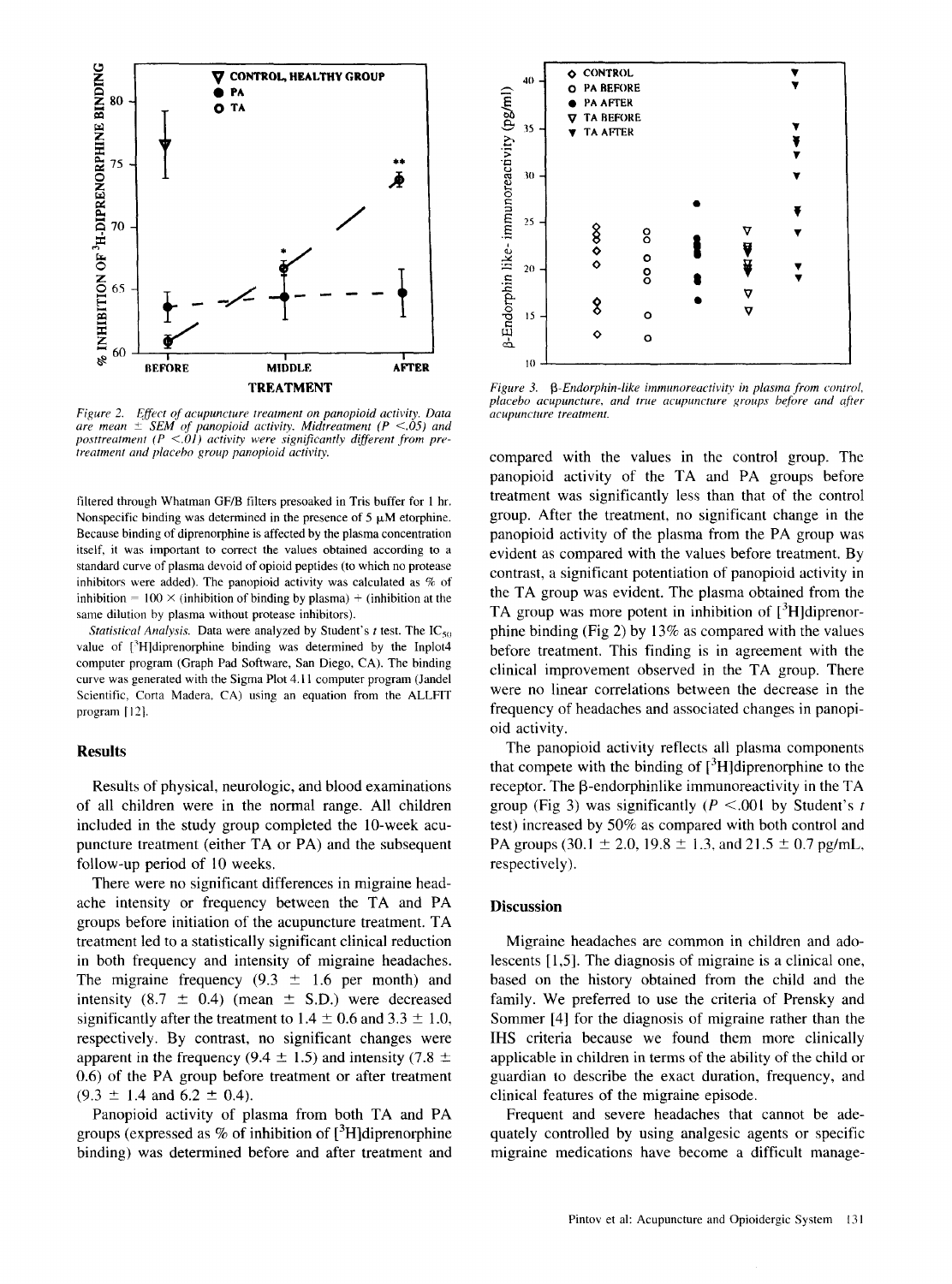*Figure 2. Effect of acupuncture treatment on panopioid activity. Data are mean ± SEM of panopioid activity. Midtreatment ($P < .05$) and posttreatment ($P < .01$) activity were significantly different from pretreatment and placebo group panopioid activity.*

*Figure 3. β-Endorphin-like immunoreactivity in plasma from control, placebo acupuncture, and true acupuncture groups before and after acupuncture treatment.*

filtered through Whatman GF/B filters presoaked in Tris buffer for 1 hr. Nonspecific binding was determined in the presence of 5 μM etorphine. Because binding of diprenorphine is affected by the plasma concentration itself, it was important to correct the values obtained according to a standard curve of plasma devoid of opioid peptides (to which no protease inhibitors were added). The panopioid activity was calculated as % of inhibition = 100 × (inhibition of binding by plasma) ÷ (inhibition at the same dilution by plasma without protease inhibitors).

*Statistical Analysis.* Data were analyzed by Student's *t* test. The $IC_{50}$ value of [$^3$H]diprenorphine binding was determined by the Inplot4 computer program (Graph Pad Software, San Diego, CA). The binding curve was generated with the Sigma Plot 4.11 computer program (Jandel Scientific, Corta Madera, CA) using an equation from the ALLFIT program [12].

## Results

Results of physical, neurologic, and blood examinations of all children were in the normal range. All children included in the study group completed the 10-week acupuncture treatment (either TA or PA) and the subsequent follow-up period of 10 weeks.

There were no significant differences in migraine headache intensity or frequency between the TA and PA groups before initiation of the acupuncture treatment. TA treatment led to a statistically significant clinical reduction in both frequency and intensity of migraine headaches. The migraine frequency (9.3 ± 1.6 per month) and intensity (8.7 ± 0.4) (mean ± S.D.) were decreased significantly after the treatment to 1.4 ± 0.6 and 3.3 ± 1.0, respectively. By contrast, no significant changes were apparent in the frequency (9.4 ± 1.5) and intensity (7.8 ± 0.6) of the PA group before treatment or after treatment (9.3 ± 1.4 and 6.2 ± 0.4).

Panopioid activity of plasma from both TA and PA groups (expressed as % of inhibition of [$^3$H]diprenorphine binding) was determined before and after treatment and compared with the values in the control group. The panopioid activity of the TA and PA groups before treatment was significantly less than that of the control group. After the treatment, no significant change in the panopioid activity of the plasma from the PA group was evident as compared with the values before treatment. By contrast, a significant potentiation of panopioid activity in the TA group was evident. The plasma obtained from the TA group was more potent in inhibition of [$^3$H]diprenorphine binding (Fig 2) by 13% as compared with the values before treatment. This finding is in agreement with the clinical improvement observed in the TA group. There were no linear correlations between the decrease in the frequency of headaches and associated changes in panopioid activity.

The panopioid activity reflects all plasma components that compete with the binding of [$^3$H]diprenorphine to the receptor. The β-endorphinlike immunoreactivity in the TA group (Fig 3) was significantly ($P < .001$ by Student's *t* test) increased by 50% as compared with both control and PA groups (30.1 ± 2.0, 19.8 ± 1.3, and 21.5 ± 0.7 pg/mL, respectively).

## Discussion

Migraine headaches are common in children and adolescents [1,5]. The diagnosis of migraine is a clinical one, based on the history obtained from the child and the family. We preferred to use the criteria of Prensky and Sommer [4] for the diagnosis of migraine rather than the IHS criteria because we found them more clinically applicable in children in terms of the ability of the child or guardian to describe the exact duration, frequency, and clinical features of the migraine episode.

Frequent and severe headaches that cannot be adequately controlled by using analgesic agents or specific migraine medications have become a difficult manage-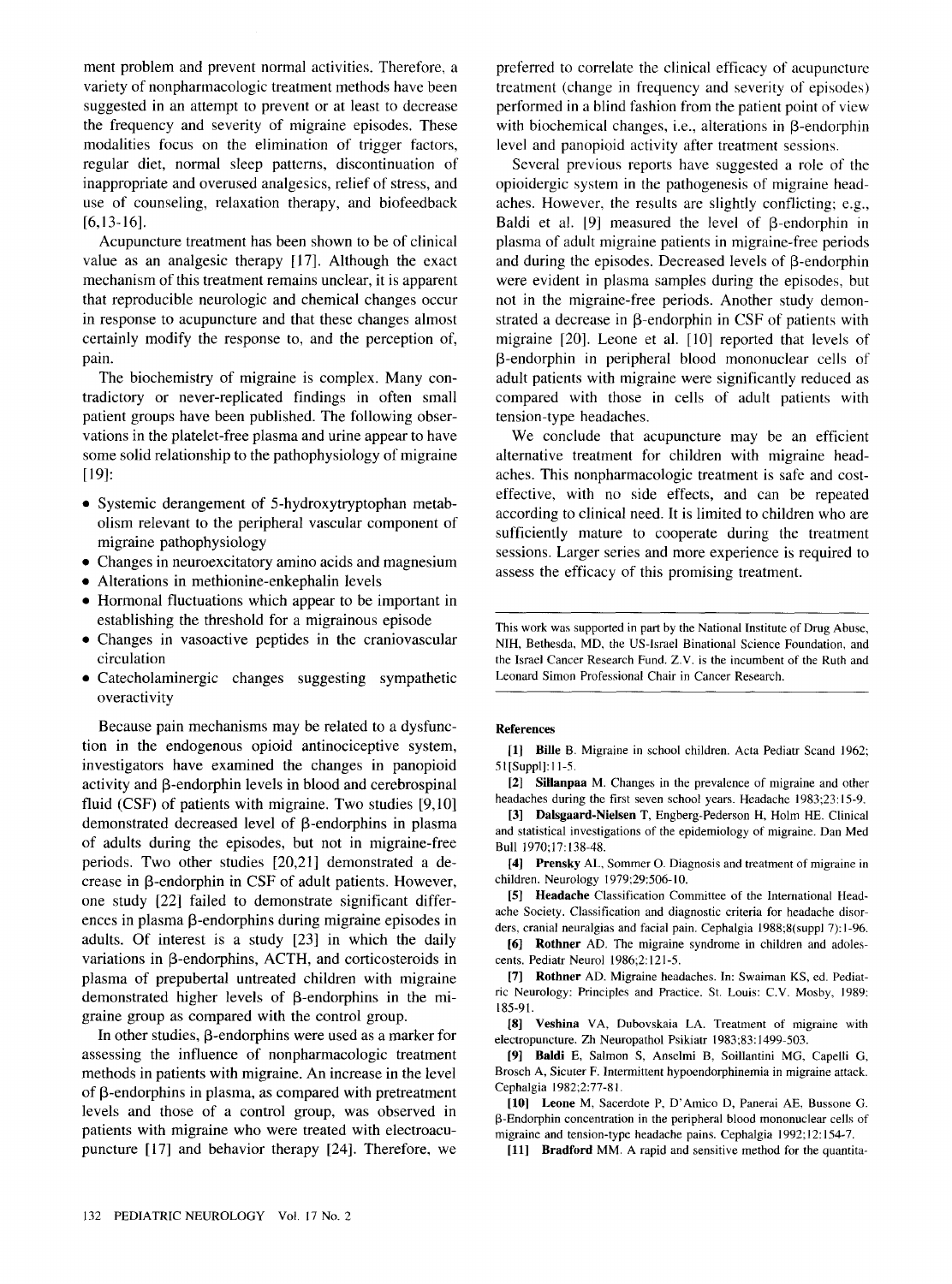ment problem and prevent normal activities. Therefore, a variety of nonpharmacologic treatment methods have been suggested in an attempt to prevent or at least to decrease the frequency and severity of migraine episodes. These modalities focus on the elimination of trigger factors, regular diet, normal sleep patterns, discontinuation of inappropriate and overused analgesics, relief of stress, and use of counseling, relaxation therapy, and biofeedback [6,13-16].

Acupuncture treatment has been shown to be of clinical value as an analgesic therapy [17]. Although the exact mechanism of this treatment remains unclear, it is apparent that reproducible neurologic and chemical changes occur in response to acupuncture and that these changes almost certainly modify the response to, and the perception of, pain.

The biochemistry of migraine is complex. Many contradictory or never-replicated findings in often small patient groups have been published. The following observations in the platelet-free plasma and urine appear to have some solid relationship to the pathophysiology of migraine [19]:

- Systemic derangement of 5-hydroxytryptophan metabolism relevant to the peripheral vascular component of migraine pathophysiology
- Changes in neuroexcitatory amino acids and magnesium
- Alterations in methionine-enkephalin levels
- Hormonal fluctuations which appear to be important in establishing the threshold for a migrainous episode
- Changes in vasoactive peptides in the craniovascular circulation
- Catecholaminergic changes suggesting sympathetic overactivity

Because pain mechanisms may be related to a dysfunction in the endogenous opioid antinociceptive system, investigators have examined the changes in panopioid activity and β-endorphin levels in blood and cerebrospinal fluid (CSF) of patients with migraine. Two studies [9,10] demonstrated decreased level of β-endorphins in plasma of adults during the episodes, but not in migraine-free periods. Two other studies [20,21] demonstrated a decrease in β-endorphin in CSF of adult patients. However, one study [22] failed to demonstrate significant differences in plasma β-endorphins during migraine episodes in adults. Of interest is a study [23] in which the daily variations in β-endorphins, ACTH, and corticosteroids in plasma of prepubertal untreated children with migraine demonstrated higher levels of β-endorphins in the migraine group as compared with the control group.

In other studies, β-endorphins were used as a marker for assessing the influence of nonpharmacologic treatment methods in patients with migraine. An increase in the level of β-endorphins in plasma, as compared with pretreatment levels and those of a control group, was observed in patients with migraine who were treated with electroacupuncture [17] and behavior therapy [24]. Therefore, we preferred to correlate the clinical efficacy of acupuncture treatment (change in frequency and severity of episodes) performed in a blind fashion from the patient point of view with biochemical changes, i.e., alterations in β-endorphin level and panopioid activity after treatment sessions.

Several previous reports have suggested a role of the opioidergic system in the pathogenesis of migraine headaches. However, the results are slightly conflicting; e.g., Baldi et al. [9] measured the level of β-endorphin in plasma of adult migraine patients in migraine-free periods and during the episodes. Decreased levels of β-endorphin were evident in plasma samples during the episodes, but not in the migraine-free periods. Another study demonstrated a decrease in β-endorphin in CSF of patients with migraine [20]. Leone et al. [10] reported that levels of β-endorphin in peripheral blood mononuclear cells of adult patients with migraine were significantly reduced as compared with those in cells of adult patients with tension-type headaches.

We conclude that acupuncture may be an efficient alternative treatment for children with migraine headaches. This nonpharmacologic treatment is safe and cost-effective, with no side effects, and can be repeated according to clinical need. It is limited to children who are sufficiently mature to cooperate during the treatment sessions. Larger series and more experience is required to assess the efficacy of this promising treatment.

This work was supported in part by the National Institute of Drug Abuse, NIH, Bethesda, MD, the US-Israel Binational Science Foundation, and the Israel Cancer Research Fund. Z.V. is the incumbent of the Ruth and Leonard Simon Professional Chair in Cancer Research.

## References

[1] **Bille** B. Migraine in school children. Acta Pediatr Scand 1962; 51[Suppl]:11-5.

[2] **Sillanpaa** M. Changes in the prevalence of migraine and other headaches during the first seven school years. Headache 1983;23:15-9.

[3] **Dalsgaard-Nielsen** T, Engberg-Pederson H, Holm HE. Clinical and statistical investigations of the epidemiology of migraine. Dan Med Bull 1970;17:138-48.

[4] **Prensky** AL, Sommer O. Diagnosis and treatment of migraine in children. Neurology 1979;29:506-10.

[5] **Headache** Classification Committee of the International Headache Society. Classification and diagnostic criteria for headache disorders, cranial neuralgias and facial pain. Cephalgia 1988;8(suppl 7):1-96.

[6] **Rothner** AD. The migraine syndrome in children and adolescents. Pediatr Neurol 1986;2:121-5.

[7] **Rothner** AD. Migraine headaches. In: Swaiman KS, ed. Pediatric Neurology: Principles and Practice. St. Louis: C.V. Mosby, 1989: 185-91.

[8] **Veshina** VA, Dubovskaia LA. Treatment of migraine with electropuncture. Zh Neuropathol Psikiatr 1983;83:1499-503.

[9] **Baldi** E, Salmon S, Anselmi B, Soillantini MG, Capelli G, Brosch A, Sicuter F. Intermittent hypoendorphinemia in migraine attack. Cephalgia 1982;2:77-81.

[10] **Leone** M, Sacerdote P, D'Amico D, Panerai AE, Bussone G. β-Endorphin concentration in the peripheral blood mononuclear cells of migraine and tension-type headache pains. Cephalgia 1992;12:154-7.

[11] **Bradford** MM. A rapid and sensitive method for the quantita-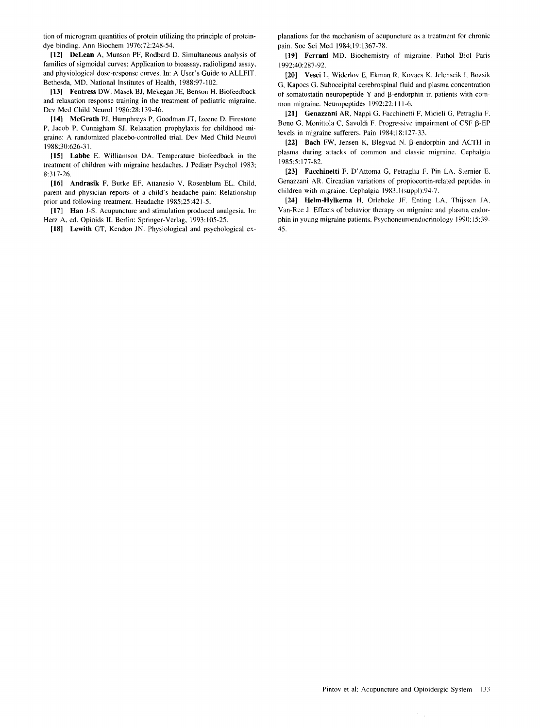tion of microgram quantities of protein utilizing the principle of protein-dye binding. Ann Biochem 1976;72:248-54.

**[12]** **DeLean** A, Munson PF, Rodbard D. Simultaneous analysis of families of sigmoidal curves: Application to bioassay, radioligand assay, and physiological dose-response curves. In: A User's Guide to ALLFIT. Bethesda, MD. National Institutes of Health, 1988:97-102.

**[13]** **Fentress** DW, Masek BJ, Mekegan JE, Benson H. Biofeedback and relaxation response training in the treatment of pediatric migraine. Dev Med Child Neurol 1986;28:139-46.

**[14]** **McGrath** PJ, Humphreys P, Goodman JT, Izeene D, Firestone P, Jacob P, Cunnigham SJ. Relaxation prophylaxis for childhood migraine: A randomized placebo-controlled trial. Dev Med Child Neurol 1988;30:626-31.

**[15]** **Labbe** E, Williamson DA. Temperature biofeedback in the treatment of children with migraine headaches. J Pediatr Psychol 1983; 8:317-26.

**[16]** **Andrasik** F, Burke EF, Attanasio V, Rosenblum EL. Child, parent and physician reports of a child's headache pain: Relationship prior and following treatment. Headache 1985;25:421-5.

**[17]** **Han** J-S. Acupuncture and stimulation produced analgesia. In: Herz A, ed. Opioids II. Berlin: Springer-Verlag, 1993:105-25.

**[18]** **Lewith** GT, Kendon JN. Physiological and psychological explanations for the mechanism of acupuncture as a treatment for chronic pain. Soc Sci Med 1984;19:1367-78.

**[19]** **Ferrani** MD. Biochemistry of migraine. Pathol Biol Paris 1992;40:287-92.

**[20]** **Vesci** L, Widerlov E, Ekman R, Kovacs K, Jelenscik I, Bozsik G, Kapocs G. Suboccipital cerebrospinal fluid and plasma concentration of somatostatin neuropeptide Y and β-endorphin in patients with common migraine. Neuropeptides 1992;22:111-6.

**[21]** **Genazzani** AR, Nappi G, Facchinetti F, Micieli G, Petraglia F, Bono G, Monittola C, Savoldi F. Progressive impairment of CSF β-EP levels in migraine sufferers. Pain 1984;18:127-33.

**[22]** **Bach** FW, Jensen K, Blegvad N. β-endorphin and ACTH in plasma during attacks of common and classic migraine. Cephalgia 1985;5:177-82.

**[23]** **Facchinetti** F, D'Attoma G, Petraglia F, Pin LA, Sternier E, Genazzani AR. Circadian variations of propiocortin-related peptides in children with migraine. Cephalgia 1983;1(suppl):94-7.

**[24]** **Helm-Hylkema** H, Orlebeke JF, Enting LA, Thijssen JA, Van-Ree J. Effects of behavior therapy on migraine and plasma endorphin in young migraine patients. Psychoneuroendocrinology 1990;15:39-45.